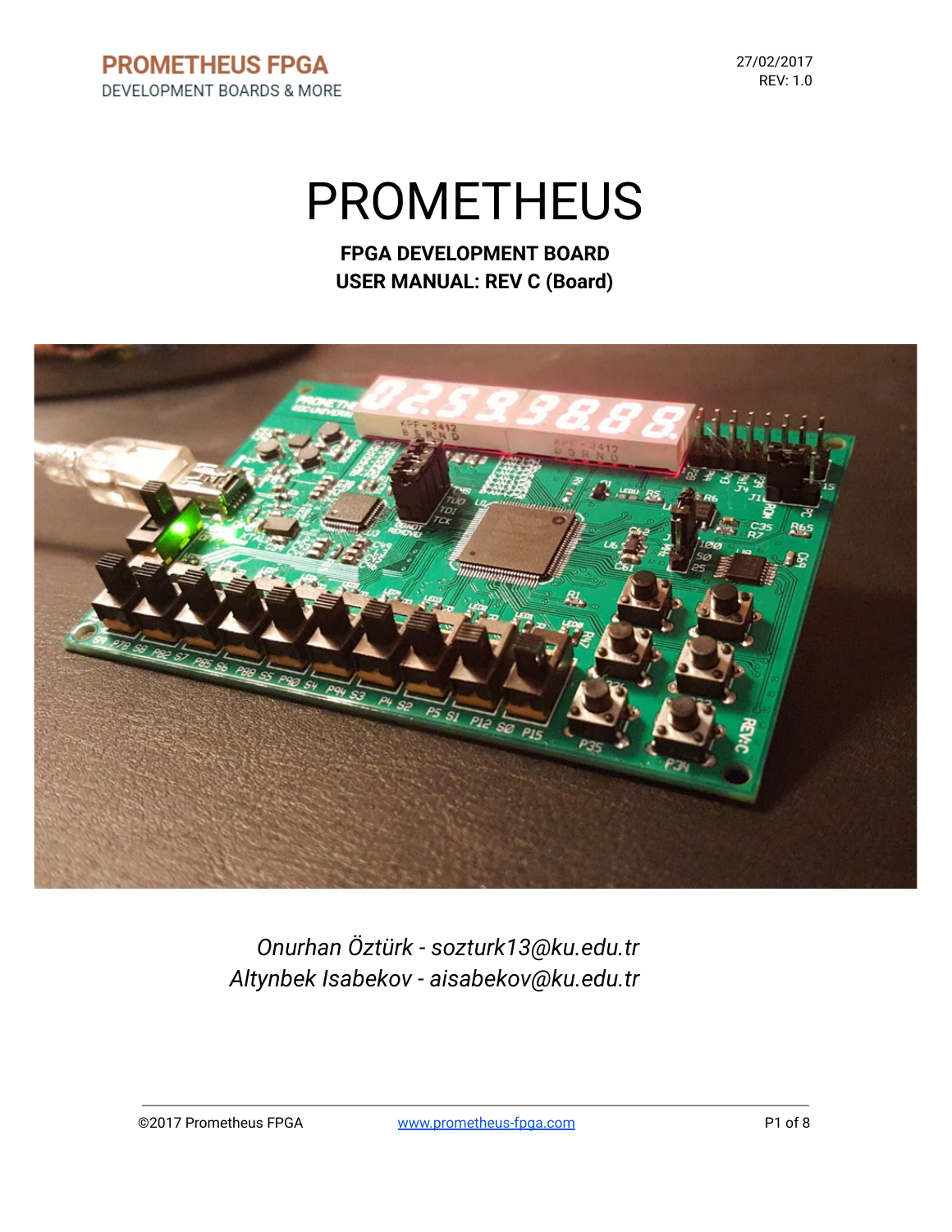PROMETHEUS FPGA
DEVELOPMENT BOARDS & MORE

27/02/2017
REV: 1.0

# PROMETHEUS

**FPGA DEVELOPMENT BOARD**
**USER MANUAL: REV C (Board)**

*Onurhan Öztürk - sozturk13@ku.edu.tr*
*Altynbek Isabekov - aisabekov@ku.edu.tr*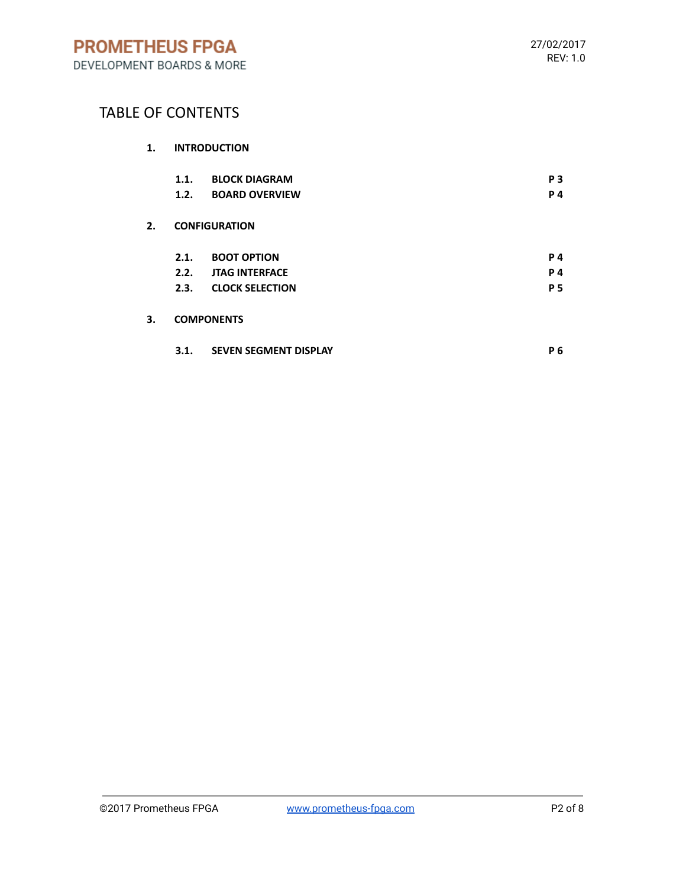# TABLE OF CONTENTS

**1. INTRODUCTION**

| | | |
|---|---|---|
| **1.1.** | **BLOCK DIAGRAM** | **P 3** |
| **1.2.** | **BOARD OVERVIEW** | **P 4** |

**2. CONFIGURATION**

| | | |
|---|---|---|
| **2.1.** | **BOOT OPTION** | **P 4** |
| **2.2.** | **JTAG INTERFACE** | **P 4** |
| **2.3.** | **CLOCK SELECTION** | **P 5** |

**3. COMPONENTS**

| | | |
|---|---|---|
| **3.1.** | **SEVEN SEGMENT DISPLAY** | **P 6** |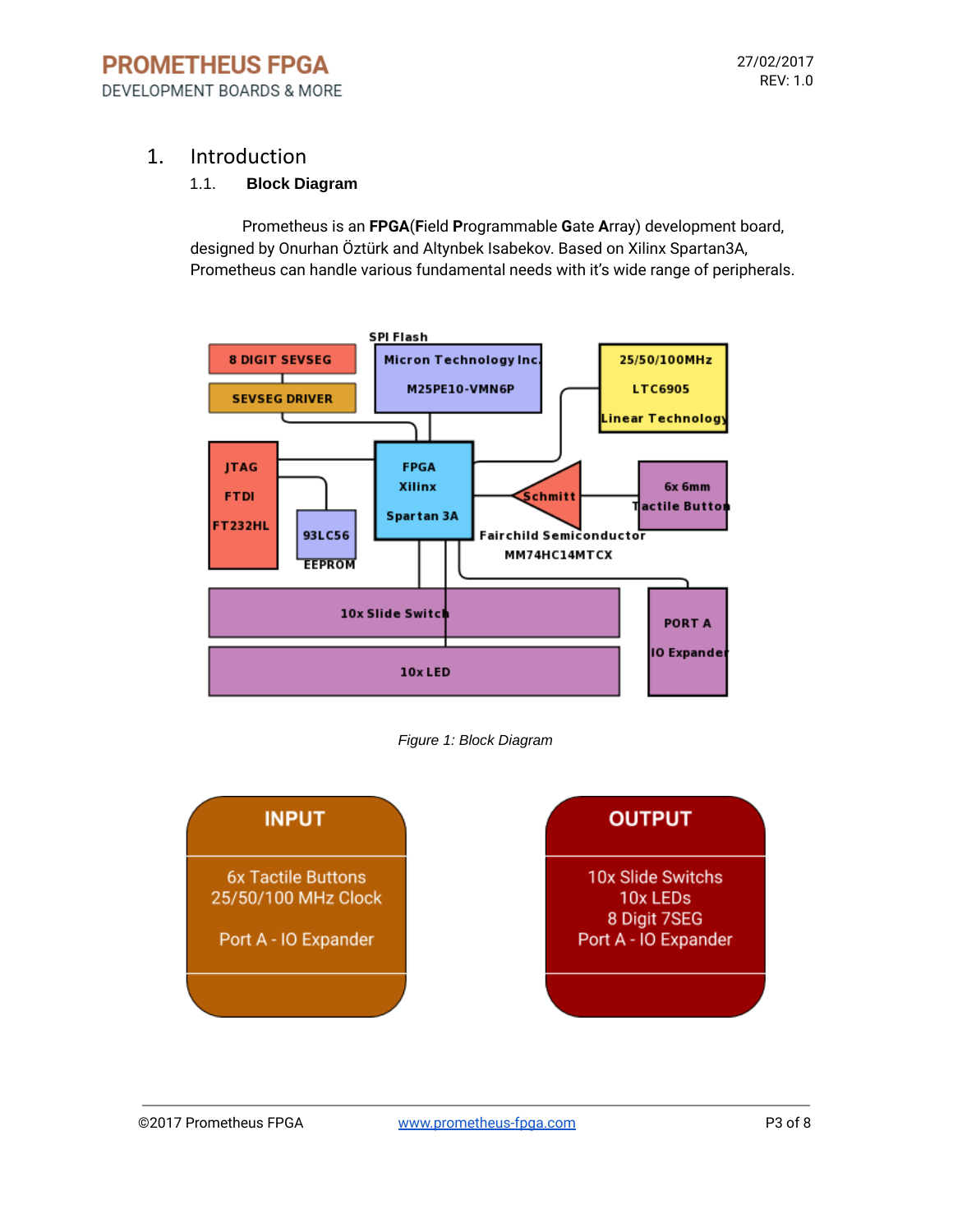# 1. Introduction

## 1.1. Block Diagram

Prometheus is an **FPGA**(**F**ield **P**rogrammable **G**ate **A**rray) development board, designed by Onurhan Öztürk and Altynbek Isabekov. Based on Xilinx Spartan3A, Prometheus can handle various fundamental needs with it's wide range of peripherals.

*Figure 1: Block Diagram*

| INPUT | OUTPUT |
| --- | --- |
| 6x Tactile Buttons<br>25/50/100 MHz Clock<br><br>Port A - IO Expander | 10x Slide Switchs<br>10x LEDs<br>8 Digit 7SEG<br>Port A - IO Expander |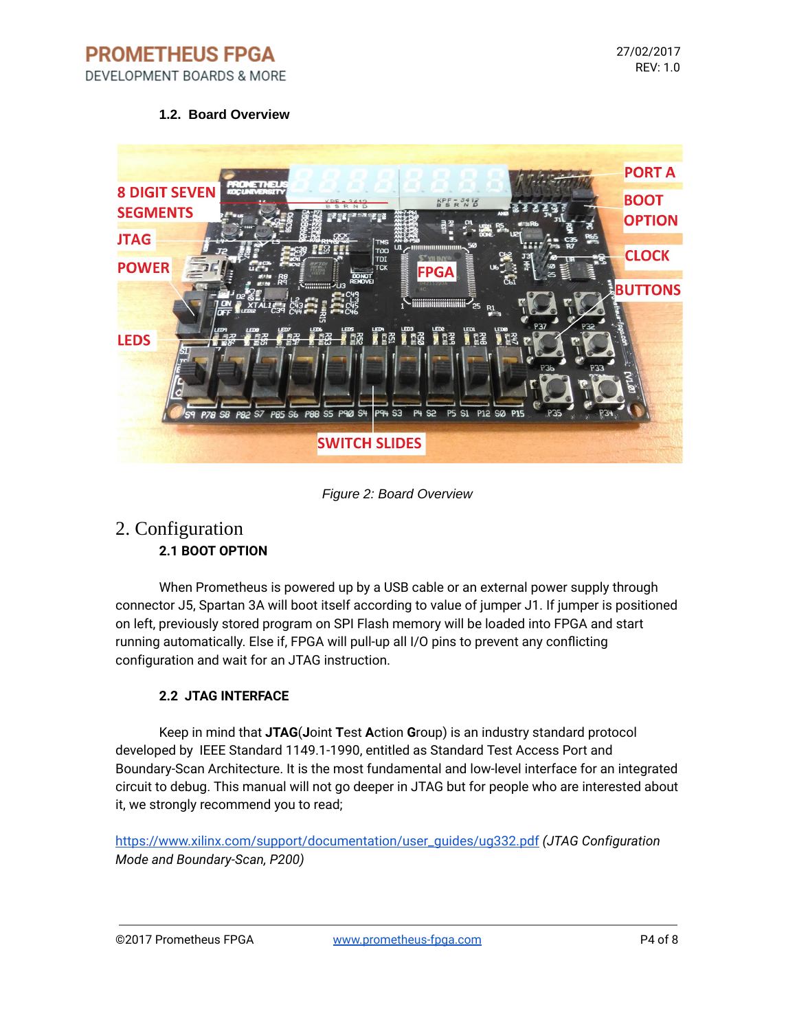### 1.2. Board Overview

*Figure 2: Board Overview*

# 2. Configuration

### 2.1 BOOT OPTION

When Prometheus is powered up by a USB cable or an external power supply through connector J5, Spartan 3A will boot itself according to value of jumper J1. If jumper is positioned on left, previously stored program on SPI Flash memory will be loaded into FPGA and start running automatically. Else if, FPGA will pull-up all I/O pins to prevent any conflicting configuration and wait for an JTAG instruction.

### 2.2 JTAG INTERFACE

Keep in mind that **JTAG**(**J**oint **T**est **A**ction **G**roup) is an industry standard protocol developed by IEEE Standard 1149.1-1990, entitled as Standard Test Access Port and Boundary-Scan Architecture. It is the most fundamental and low-level interface for an integrated circuit to debug. This manual will not go deeper in JTAG but for people who are interested about it, we strongly recommend you to read;

https://www.xilinx.com/support/documentation/user_guides/ug332.pdf *(JTAG Configuration Mode and Boundary-Scan, P200)*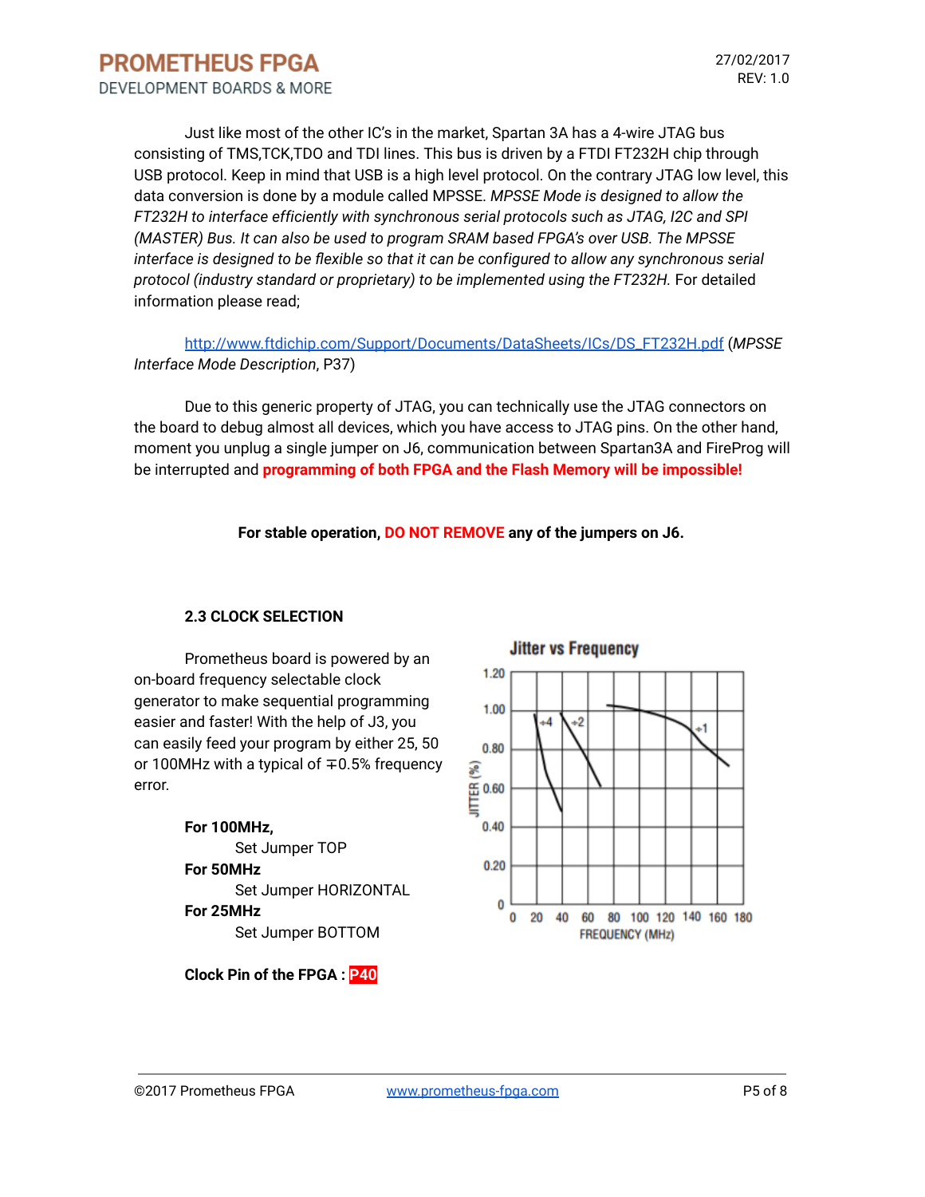Just like most of the other IC's in the market, Spartan 3A has a 4-wire JTAG bus consisting of TMS,TCK,TDO and TDI lines. This bus is driven by a FTDI FT232H chip through USB protocol. Keep in mind that USB is a high level protocol. On the contrary JTAG low level, this data conversion is done by a module called MPSSE. *MPSSE Mode is designed to allow the FT232H to interface efficiently with synchronous serial protocols such as JTAG, I2C and SPI (MASTER) Bus. It can also be used to program SRAM based FPGA's over USB. The MPSSE interface is designed to be flexible so that it can be configured to allow any synchronous serial protocol (industry standard or proprietary) to be implemented using the FT232H.* For detailed information please read;

http://www.ftdichip.com/Support/Documents/DataSheets/ICs/DS_FT232H.pdf (*MPSSE Interface Mode Description*, P37)

Due to this generic property of JTAG, you can technically use the JTAG connectors on the board to debug almost all devices, which you have access to JTAG pins. On the other hand, moment you unplug a single jumper on J6, communication between Spartan3A and FireProg will be interrupted and **programming of both FPGA and the Flash Memory will be impossible!**

**For stable operation, DO NOT REMOVE any of the jumpers on J6.**

### 2.3 CLOCK SELECTION

Prometheus board is powered by an on-board frequency selectable clock generator to make sequential programming easier and faster! With the help of J3, you can easily feed your program by either 25, 50 or 100MHz with a typical of ∓0.5% frequency error.

**For 100MHz,**
Set Jumper TOP
**For 50MHz**
Set Jumper HORIZONTAL
**For 25MHz**
Set Jumper BOTTOM

**Clock Pin of the FPGA : P40**

Jitter vs Frequency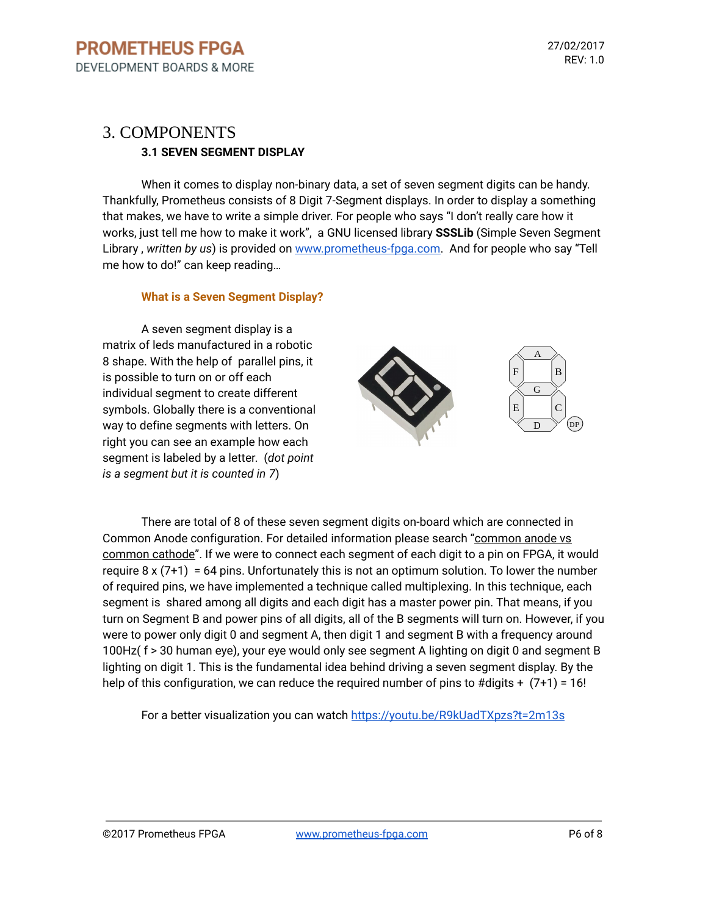# 3. COMPONENTS

## 3.1 SEVEN SEGMENT DISPLAY

When it comes to display non-binary data, a set of seven segment digits can be handy. Thankfully, Prometheus consists of 8 Digit 7-Segment displays. In order to display a something that makes, we have to write a simple driver. For people who says "I don't really care how it works, just tell me how to make it work", a GNU licensed library **SSSLib** (Simple Seven Segment Library , *written by us*) is provided on www.prometheus-fpga.com. And for people who say "Tell me how to do!" can keep reading…

### What is a Seven Segment Display?

A seven segment display is a matrix of leds manufactured in a robotic 8 shape. With the help of parallel pins, it is possible to turn on or off each individual segment to create different symbols. Globally there is a conventional way to define segments with letters. On right you can see an example how each segment is labeled by a letter. (*dot point is a segment but it is counted in 7*)

There are total of 8 of these seven segment digits on-board which are connected in Common Anode configuration. For detailed information please search "common anode vs common cathode". If we were to connect each segment of each digit to a pin on FPGA, it would require 8 x (7+1) = 64 pins. Unfortunately this is not an optimum solution. To lower the number of required pins, we have implemented a technique called multiplexing. In this technique, each segment is shared among all digits and each digit has a master power pin. That means, if you turn on Segment B and power pins of all digits, all of the B segments will turn on. However, if you were to power only digit 0 and segment A, then digit 1 and segment B with a frequency around 100Hz( f > 30 human eye), your eye would only see segment A lighting on digit 0 and segment B lighting on digit 1. This is the fundamental idea behind driving a seven segment display. By the help of this configuration, we can reduce the required number of pins to #digits + (7+1) = 16!

For a better visualization you can watch https://youtu.be/R9kUadTXpzs?t=2m13s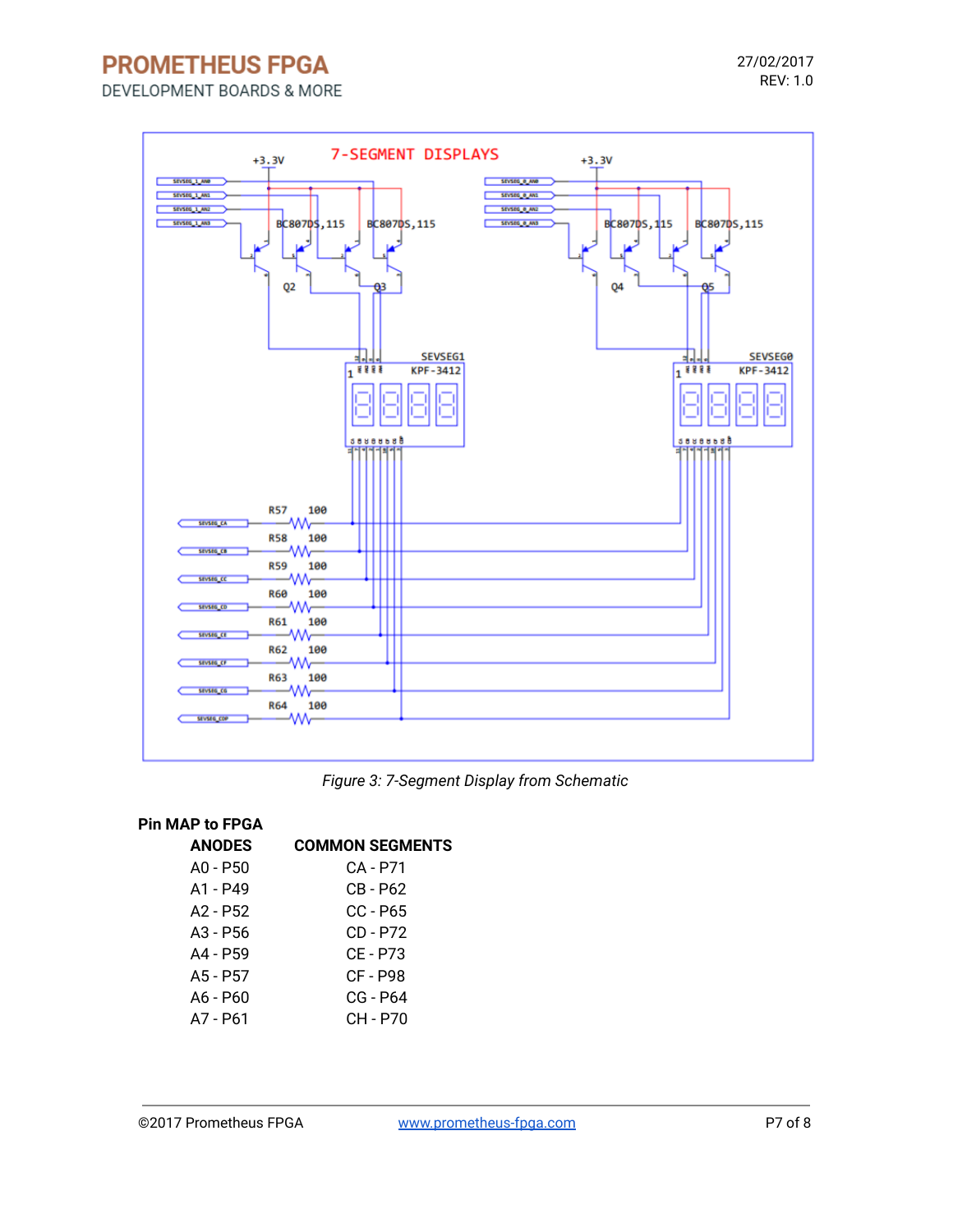Figure 3: 7-Segment Display from Schematic

**Pin MAP to FPGA**

| ANODES | COMMON SEGMENTS |
|---|---|
| A0 - P50 | CA - P71 |
| A1 - P49 | CB - P62 |
| A2 - P52 | CC - P65 |
| A3 - P56 | CD - P72 |
| A4 - P59 | CE - P73 |
| A5 - P57 | CF - P98 |
| A6 - P60 | CG - P64 |
| A7 - P61 | CH - P70 |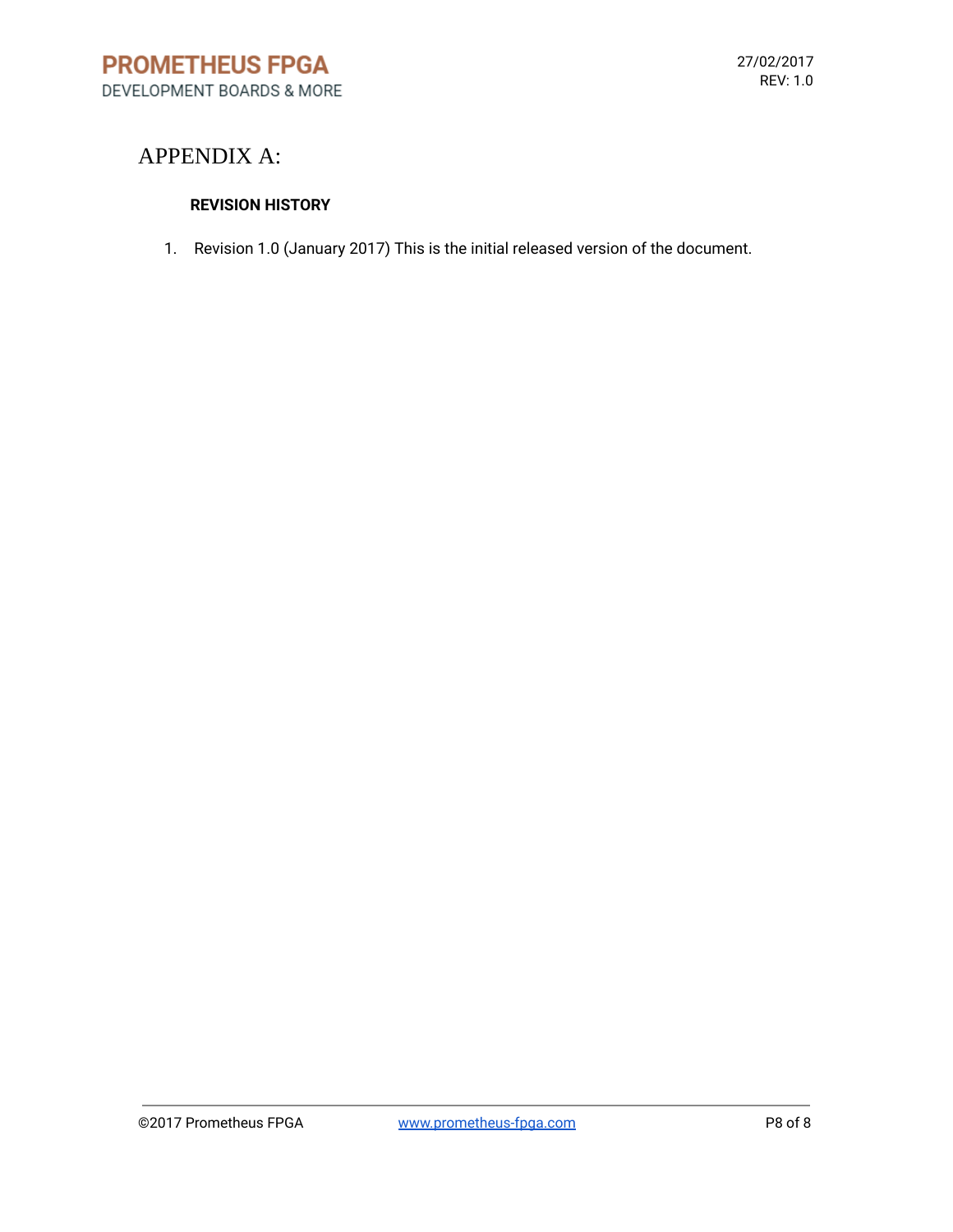# APPENDIX A:

**REVISION HISTORY**

1. Revision 1.0 (January 2017) This is the initial released version of the document.